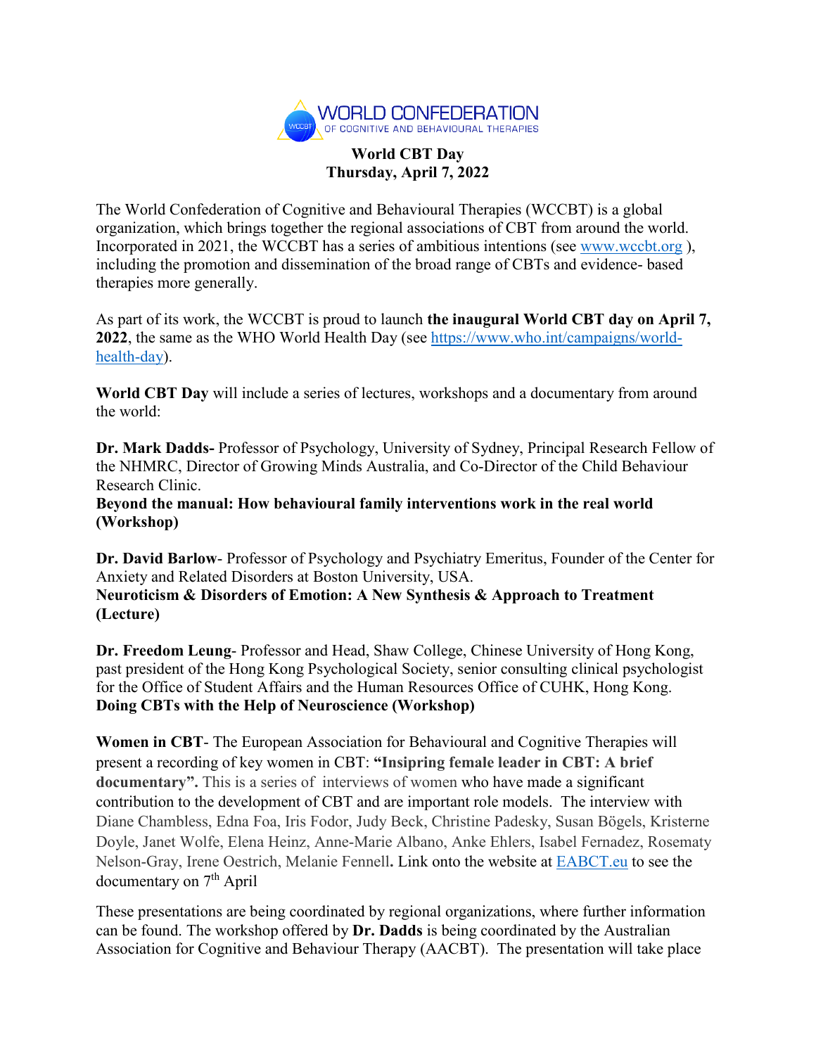WORLD CONFEDERATION OF COGNITIVE AND BEHAVIOURAL THERAPIES

**World CBT Day**
**Thursday, April 7, 2022**

The World Confederation of Cognitive and Behavioural Therapies (WCCBT) is a global organization, which brings together the regional associations of CBT from around the world. Incorporated in 2021, the WCCBT has a series of ambitious intentions (see [www.wccbt.org](www.wccbt.org) ), including the promotion and dissemination of the broad range of CBTs and evidence- based therapies more generally.

As part of its work, the WCCBT is proud to launch **the inaugural World CBT day on April 7, 2022**, the same as the WHO World Health Day (see [https://www.who.int/campaigns/world-health-day](https://www.who.int/campaigns/world-health-day)).

**World CBT Day** will include a series of lectures, workshops and a documentary from around the world:

**Dr. Mark Dadds-** Professor of Psychology, University of Sydney, Principal Research Fellow of the NHMRC, Director of Growing Minds Australia, and Co-Director of the Child Behaviour Research Clinic.
**Beyond the manual: How behavioural family interventions work in the real world (Workshop)**

**Dr. David Barlow**- Professor of Psychology and Psychiatry Emeritus, Founder of the Center for Anxiety and Related Disorders at Boston University, USA.
**Neuroticism & Disorders of Emotion: A New Synthesis & Approach to Treatment (Lecture)**

**Dr. Freedom Leung**- Professor and Head, Shaw College, Chinese University of Hong Kong, past president of the Hong Kong Psychological Society, senior consulting clinical psychologist for the Office of Student Affairs and the Human Resources Office of CUHK, Hong Kong.
**Doing CBTs with the Help of Neuroscience (Workshop)**

**Women in CBT**- The European Association for Behavioural and Cognitive Therapies will present a recording of key women in CBT: **"Insipring female leader in CBT: A brief documentary".** This is a series of interviews of women who have made a significant contribution to the development of CBT and are important role models. The interview with Diane Chambless, Edna Foa, Iris Fodor, Judy Beck, Christine Padesky, Susan Bögels, Kristerne Doyle, Janet Wolfe, Elena Heinz, Anne-Marie Albano, Anke Ehlers, Isabel Fernadez, Rosematy Nelson-Gray, Irene Oestrich, Melanie Fennell**.** Link onto the website at [EABCT.eu](EABCT.eu) to see the documentary on 7th April

These presentations are being coordinated by regional organizations, where further information can be found. The workshop offered by **Dr. Dadds** is being coordinated by the Australian Association for Cognitive and Behaviour Therapy (AACBT). The presentation will take place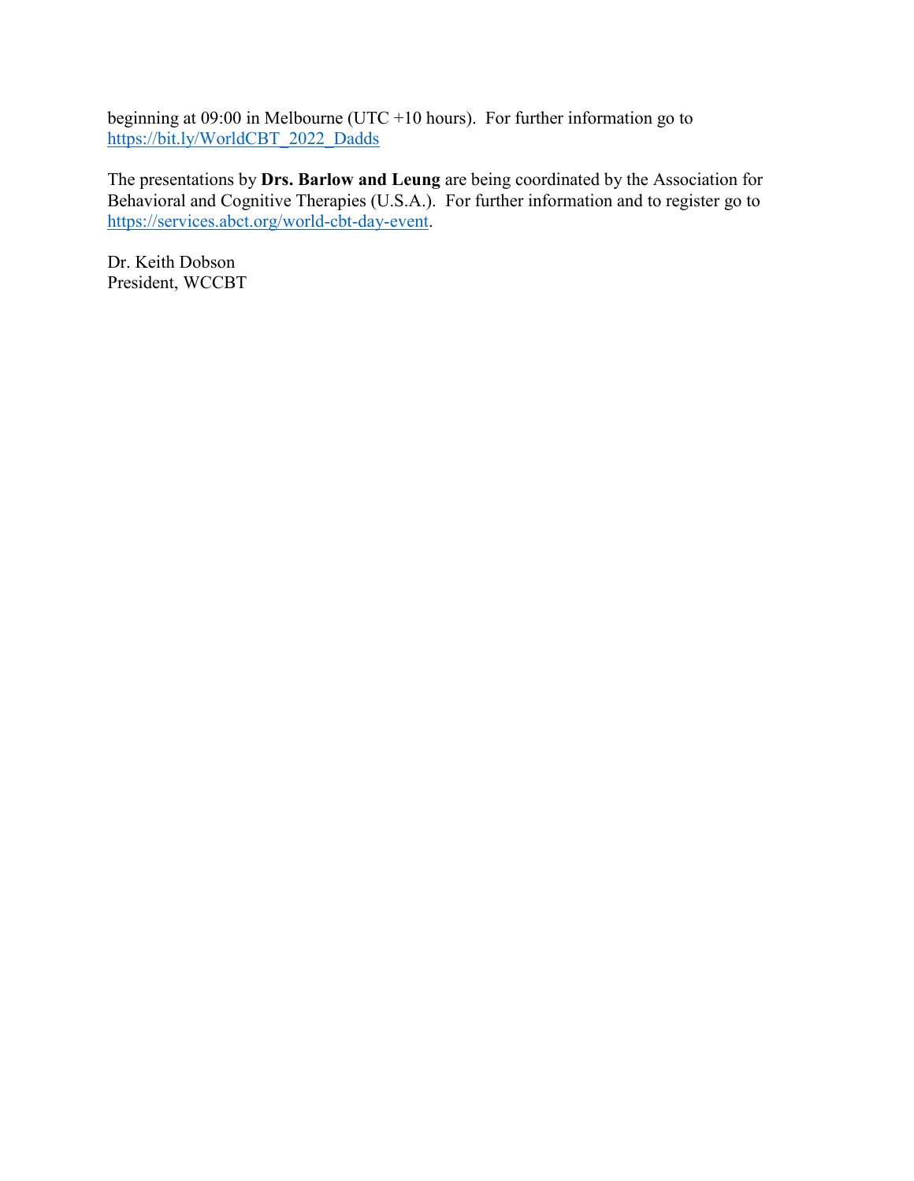beginning at 09:00 in Melbourne (UTC +10 hours). For further information go to https://bit.ly/WorldCBT_2022_Dadds

The presentations by **Drs. Barlow and Leung** are being coordinated by the Association for Behavioral and Cognitive Therapies (U.S.A.). For further information and to register go to https://services.abct.org/world-cbt-day-event.

Dr. Keith Dobson
President, WCCBT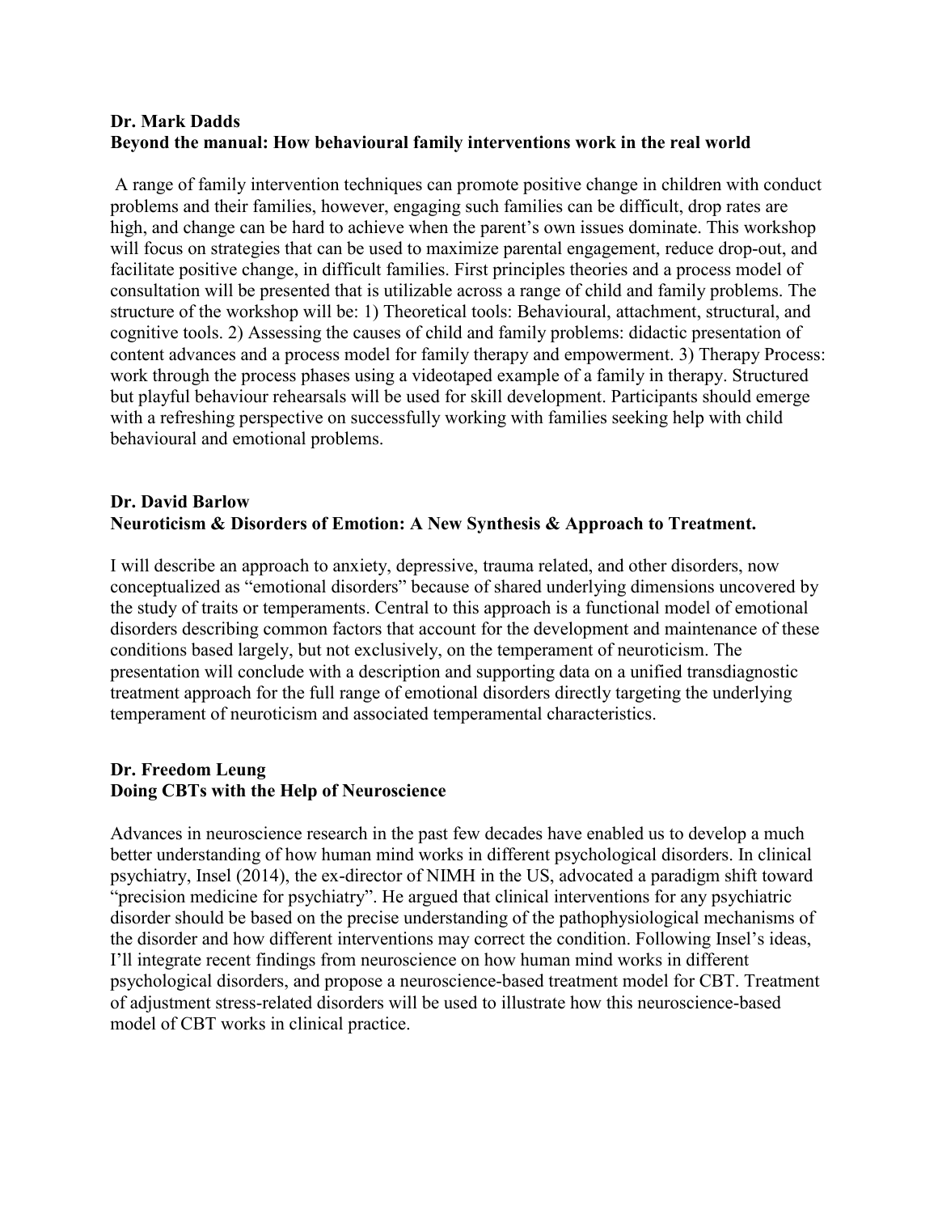**Dr. Mark Dadds**
**Beyond the manual: How behavioural family interventions work in the real world**

A range of family intervention techniques can promote positive change in children with conduct problems and their families, however, engaging such families can be difficult, drop rates are high, and change can be hard to achieve when the parent's own issues dominate. This workshop will focus on strategies that can be used to maximize parental engagement, reduce drop-out, and facilitate positive change, in difficult families. First principles theories and a process model of consultation will be presented that is utilizable across a range of child and family problems. The structure of the workshop will be: 1) Theoretical tools: Behavioural, attachment, structural, and cognitive tools. 2) Assessing the causes of child and family problems: didactic presentation of content advances and a process model for family therapy and empowerment. 3) Therapy Process: work through the process phases using a videotaped example of a family in therapy. Structured but playful behaviour rehearsals will be used for skill development. Participants should emerge with a refreshing perspective on successfully working with families seeking help with child behavioural and emotional problems.

**Dr. David Barlow**
**Neuroticism & Disorders of Emotion: A New Synthesis & Approach to Treatment.**

I will describe an approach to anxiety, depressive, trauma related, and other disorders, now conceptualized as "emotional disorders" because of shared underlying dimensions uncovered by the study of traits or temperaments. Central to this approach is a functional model of emotional disorders describing common factors that account for the development and maintenance of these conditions based largely, but not exclusively, on the temperament of neuroticism. The presentation will conclude with a description and supporting data on a unified transdiagnostic treatment approach for the full range of emotional disorders directly targeting the underlying temperament of neuroticism and associated temperamental characteristics.

**Dr. Freedom Leung**
**Doing CBTs with the Help of Neuroscience**

Advances in neuroscience research in the past few decades have enabled us to develop a much better understanding of how human mind works in different psychological disorders. In clinical psychiatry, Insel (2014), the ex-director of NIMH in the US, advocated a paradigm shift toward "precision medicine for psychiatry". He argued that clinical interventions for any psychiatric disorder should be based on the precise understanding of the pathophysiological mechanisms of the disorder and how different interventions may correct the condition. Following Insel's ideas, I'll integrate recent findings from neuroscience on how human mind works in different psychological disorders, and propose a neuroscience-based treatment model for CBT. Treatment of adjustment stress-related disorders will be used to illustrate how this neuroscience-based model of CBT works in clinical practice.